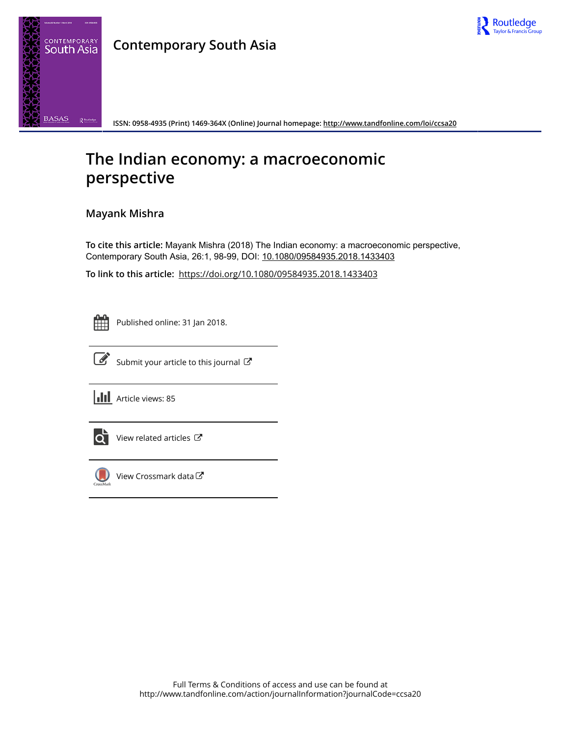# Contemporary South Asia

ISSN: 0958-4935 (Print) 1469-364X (Online) Journal homepage: http://www.tandfonline.com/loi/ccsa20

# The Indian economy: a macroeconomic perspective

**Mayank Mishra**

**To cite this article:** Mayank Mishra (2018) The Indian economy: a macroeconomic perspective, Contemporary South Asia, 26:1, 98-99, DOI: 10.1080/09584935.2018.1433403

**To link to this article:** https://doi.org/10.1080/09584935.2018.1433403

Published online: 31 Jan 2018.

Submit your article to this journal

Article views: 85

View related articles

View Crossmark data

Full Terms & Conditions of access and use can be found at
http://www.tandfonline.com/action/journalInformation?journalCode=ccsa20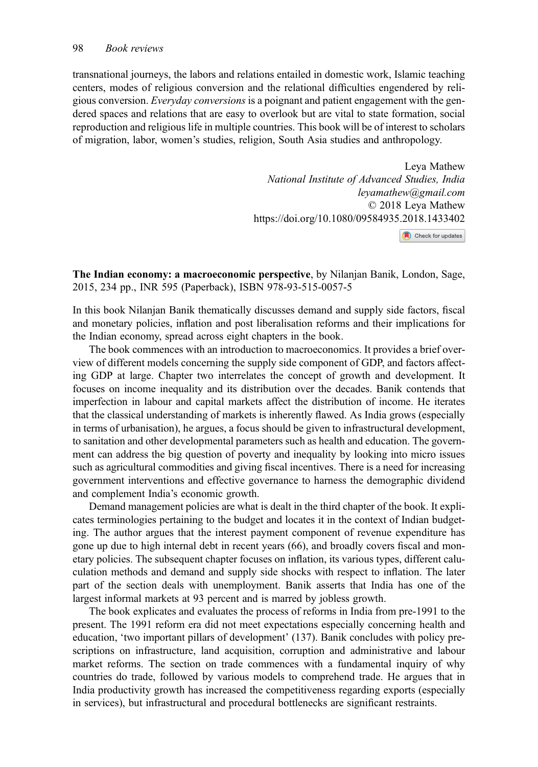transnational journeys, the labors and relations entailed in domestic work, Islamic teaching centers, modes of religious conversion and the relational difficulties engendered by religious conversion. *Everyday conversions* is a poignant and patient engagement with the gendered spaces and relations that are easy to overlook but are vital to state formation, social reproduction and religious life in multiple countries. This book will be of interest to scholars of migration, labor, women's studies, religion, South Asia studies and anthropology.

Leya Mathew  
*National Institute of Advanced Studies, India*  
*leyamathew@gmail.com*  
© 2018 Leya Mathew  
https://doi.org/10.1080/09584935.2018.1433402

**The Indian economy: a macroeconomic perspective**, by Nilanjan Banik, London, Sage, 2015, 234 pp., INR 595 (Paperback), ISBN 978-93-515-0057-5

In this book Nilanjan Banik thematically discusses demand and supply side factors, fiscal and monetary policies, inflation and post liberalisation reforms and their implications for the Indian economy, spread across eight chapters in the book.

The book commences with an introduction to macroeconomics. It provides a brief overview of different models concerning the supply side component of GDP, and factors affecting GDP at large. Chapter two interrelates the concept of growth and development. It focuses on income inequality and its distribution over the decades. Banik contends that imperfection in labour and capital markets affect the distribution of income. He iterates that the classical understanding of markets is inherently flawed. As India grows (especially in terms of urbanisation), he argues, a focus should be given to infrastructural development, to sanitation and other developmental parameters such as health and education. The government can address the big question of poverty and inequality by looking into micro issues such as agricultural commodities and giving fiscal incentives. There is a need for increasing government interventions and effective governance to harness the demographic dividend and complement India's economic growth.

Demand management policies are what is dealt in the third chapter of the book. It explicates terminologies pertaining to the budget and locates it in the context of Indian budgeting. The author argues that the interest payment component of revenue expenditure has gone up due to high internal debt in recent years (66), and broadly covers fiscal and monetary policies. The subsequent chapter focuses on inflation, its various types, different caluculation methods and demand and supply side shocks with respect to inflation. The later part of the section deals with unemployment. Banik asserts that India has one of the largest informal markets at 93 percent and is marred by jobless growth.

The book explicates and evaluates the process of reforms in India from pre-1991 to the present. The 1991 reform era did not meet expectations especially concerning health and education, 'two important pillars of development' (137). Banik concludes with policy prescriptions on infrastructure, land acquisition, corruption and administrative and labour market reforms. The section on trade commences with a fundamental inquiry of why countries do trade, followed by various models to comprehend trade. He argues that in India productivity growth has increased the competitiveness regarding exports (especially in services), but infrastructural and procedural bottlenecks are significant restraints.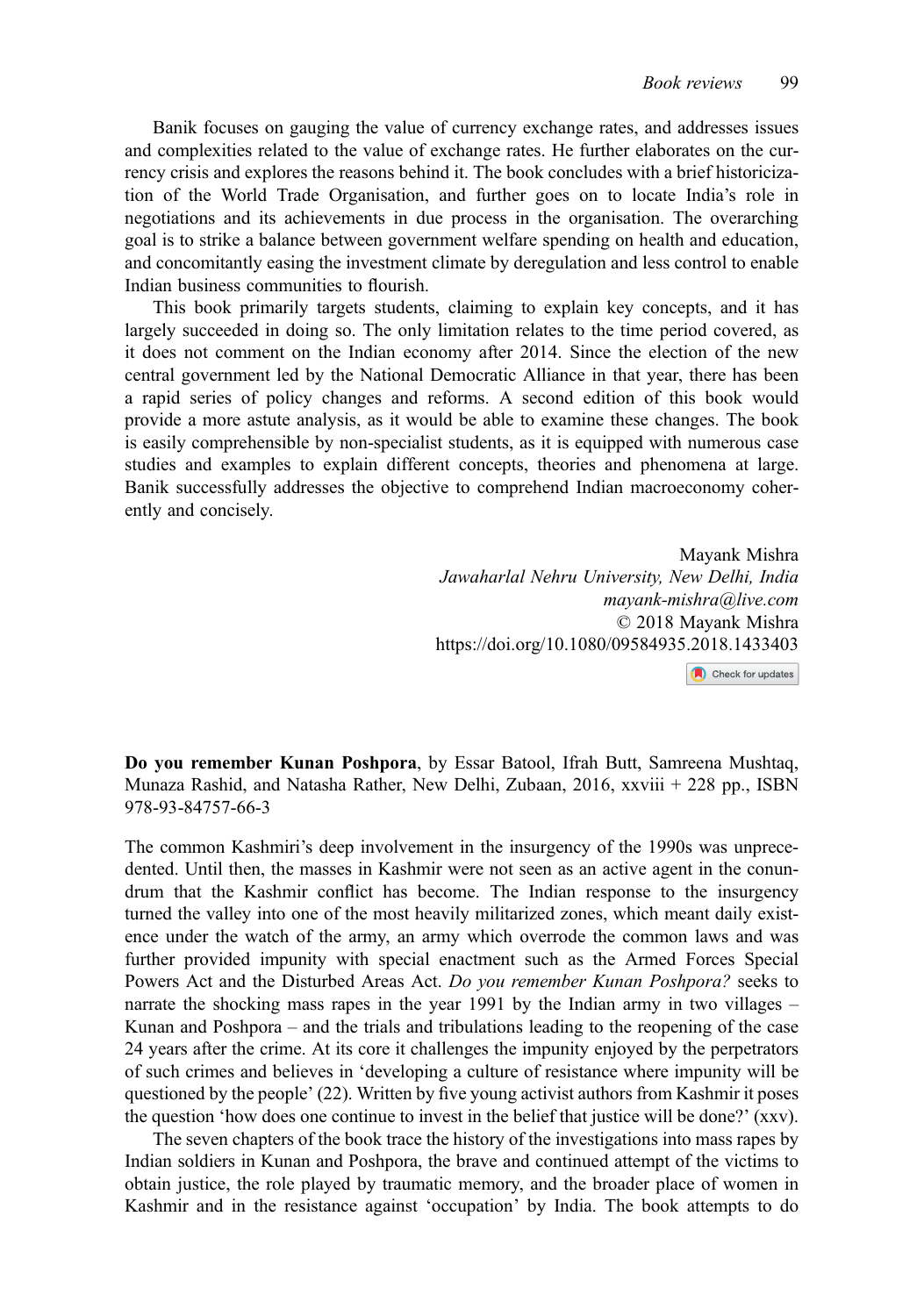Banik focuses on gauging the value of currency exchange rates, and addresses issues and complexities related to the value of exchange rates. He further elaborates on the currency crisis and explores the reasons behind it. The book concludes with a brief historicization of the World Trade Organisation, and further goes on to locate India's role in negotiations and its achievements in due process in the organisation. The overarching goal is to strike a balance between government welfare spending on health and education, and concomitantly easing the investment climate by deregulation and less control to enable Indian business communities to flourish.

This book primarily targets students, claiming to explain key concepts, and it has largely succeeded in doing so. The only limitation relates to the time period covered, as it does not comment on the Indian economy after 2014. Since the election of the new central government led by the National Democratic Alliance in that year, there has been a rapid series of policy changes and reforms. A second edition of this book would provide a more astute analysis, as it would be able to examine these changes. The book is easily comprehensible by non-specialist students, as it is equipped with numerous case studies and examples to explain different concepts, theories and phenomena at large. Banik successfully addresses the objective to comprehend Indian macroeconomy coherently and concisely.

Mayank Mishra
*Jawaharlal Nehru University, New Delhi, India*
*mayank-mishra@live.com*
© 2018 Mayank Mishra
https://doi.org/10.1080/09584935.2018.1433403

**Do you remember Kunan Poshpora**, by Essar Batool, Ifrah Butt, Samreena Mushtaq, Munaza Rashid, and Natasha Rather, New Delhi, Zubaan, 2016, xxviii + 228 pp., ISBN 978-93-84757-66-3

The common Kashmiri's deep involvement in the insurgency of the 1990s was unprecedented. Until then, the masses in Kashmir were not seen as an active agent in the conundrum that the Kashmir conflict has become. The Indian response to the insurgency turned the valley into one of the most heavily militarized zones, which meant daily existence under the watch of the army, an army which overrode the common laws and was further provided impunity with special enactment such as the Armed Forces Special Powers Act and the Disturbed Areas Act. *Do you remember Kunan Poshpora?* seeks to narrate the shocking mass rapes in the year 1991 by the Indian army in two villages – Kunan and Poshpora – and the trials and tribulations leading to the reopening of the case 24 years after the crime. At its core it challenges the impunity enjoyed by the perpetrators of such crimes and believes in 'developing a culture of resistance where impunity will be questioned by the people' (22). Written by five young activist authors from Kashmir it poses the question 'how does one continue to invest in the belief that justice will be done?' (xxv).

The seven chapters of the book trace the history of the investigations into mass rapes by Indian soldiers in Kunan and Poshpora, the brave and continued attempt of the victims to obtain justice, the role played by traumatic memory, and the broader place of women in Kashmir and in the resistance against 'occupation' by India. The book attempts to do